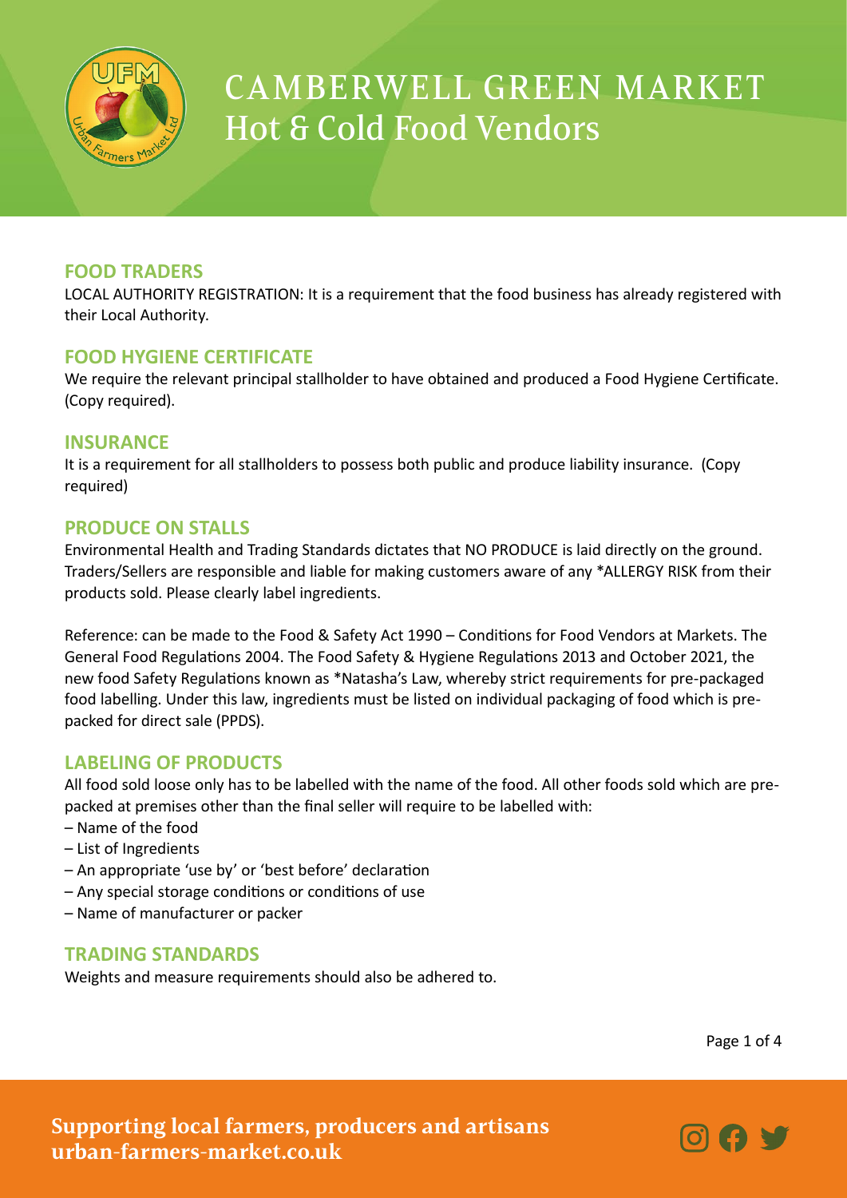# CAMBERWELL GREEN MARKET
# Hot & Cold Food Vendors

## FOOD TRADERS

LOCAL AUTHORITY REGISTRATION: It is a requirement that the food business has already registered with their Local Authority.

## FOOD HYGIENE CERTIFICATE

We require the relevant principal stallholder to have obtained and produced a Food Hygiene Certificate. (Copy required).

## INSURANCE

It is a requirement for all stallholders to possess both public and produce liability insurance. (Copy required)

## PRODUCE ON STALLS

Environmental Health and Trading Standards dictates that NO PRODUCE is laid directly on the ground. Traders/Sellers are responsible and liable for making customers aware of any *ALLERGY RISK from their products sold. Please clearly label ingredients.

Reference: can be made to the Food & Safety Act 1990 – Conditions for Food Vendors at Markets. The General Food Regulations 2004. The Food Safety & Hygiene Regulations 2013 and October 2021, the new food Safety Regulations known as *Natasha's Law, whereby strict requirements for pre-packaged food labelling. Under this law, ingredients must be listed on individual packaging of food which is pre-packed for direct sale (PPDS).

## LABELING OF PRODUCTS

All food sold loose only has to be labelled with the name of the food. All other foods sold which are pre-packed at premises other than the final seller will require to be labelled with:

- Name of the food
- List of Ingredients
- An appropriate 'use by' or 'best before' declaration
- Any special storage conditions or conditions of use
- Name of manufacturer or packer

## TRADING STANDARDS

Weights and measure requirements should also be adhered to.

**Supporting local farmers, producers and artisans**
**urban-farmers-market.co.uk**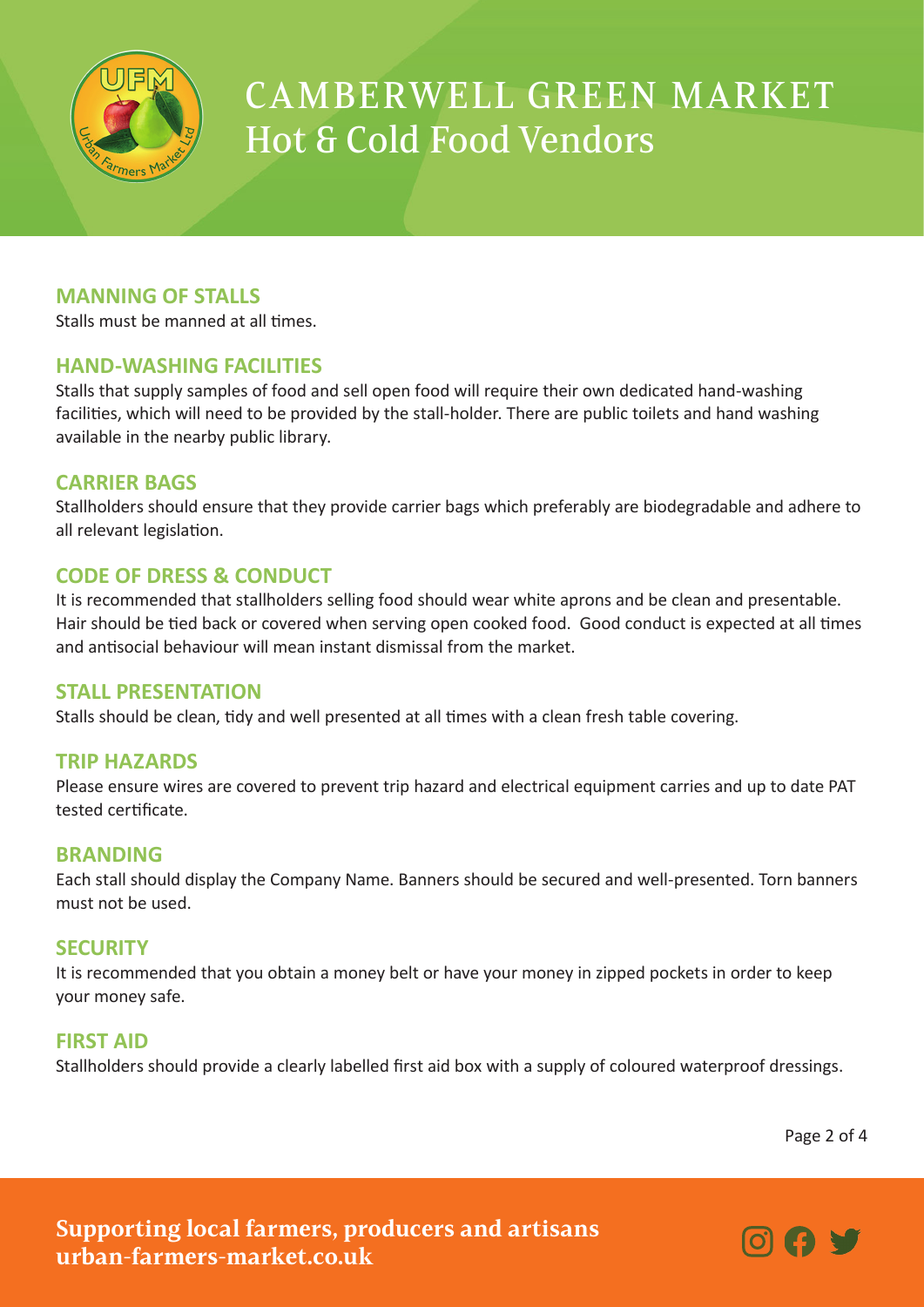# CAMBERWELL GREEN MARKET
## Hot & Cold Food Vendors

### MANNING OF STALLS

Stalls must be manned at all times.

### HAND-WASHING FACILITIES

Stalls that supply samples of food and sell open food will require their own dedicated hand-washing facilities, which will need to be provided by the stall-holder. There are public toilets and hand washing available in the nearby public library.

### CARRIER BAGS

Stallholders should ensure that they provide carrier bags which preferably are biodegradable and adhere to all relevant legislation.

### CODE OF DRESS & CONDUCT

It is recommended that stallholders selling food should wear white aprons and be clean and presentable. Hair should be tied back or covered when serving open cooked food. Good conduct is expected at all times and antisocial behaviour will mean instant dismissal from the market.

### STALL PRESENTATION

Stalls should be clean, tidy and well presented at all times with a clean fresh table covering.

### TRIP HAZARDS

Please ensure wires are covered to prevent trip hazard and electrical equipment carries and up to date PAT tested certificate.

### BRANDING

Each stall should display the Company Name. Banners should be secured and well-presented. Torn banners must not be used.

### SECURITY

It is recommended that you obtain a money belt or have your money in zipped pockets in order to keep your money safe.

### FIRST AID

Stallholders should provide a clearly labelled first aid box with a supply of coloured waterproof dressings.

**Supporting local farmers, producers and artisans**
**urban-farmers-market.co.uk**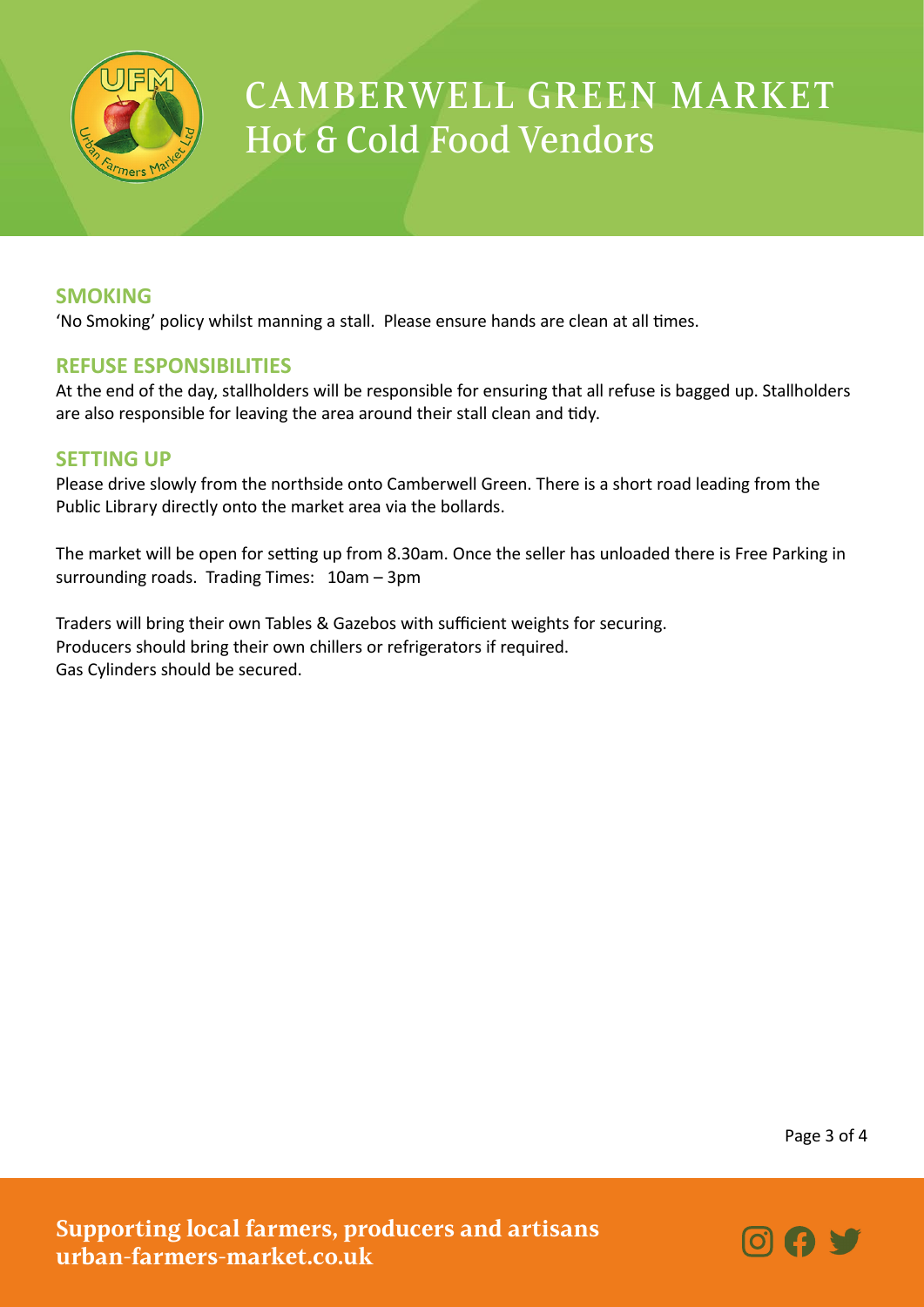## SMOKING

'No Smoking' policy whilst manning a stall. Please ensure hands are clean at all times.

## REFUSE ESPONSIBILITIES

At the end of the day, stallholders will be responsible for ensuring that all refuse is bagged up. Stallholders are also responsible for leaving the area around their stall clean and tidy.

## SETTING UP

Please drive slowly from the northside onto Camberwell Green. There is a short road leading from the Public Library directly onto the market area via the bollards.

The market will be open for setting up from 8.30am. Once the seller has unloaded there is Free Parking in surrounding roads. Trading Times: 10am – 3pm

Traders will bring their own Tables & Gazebos with sufficient weights for securing.
Producers should bring their own chillers or refrigerators if required.
Gas Cylinders should be secured.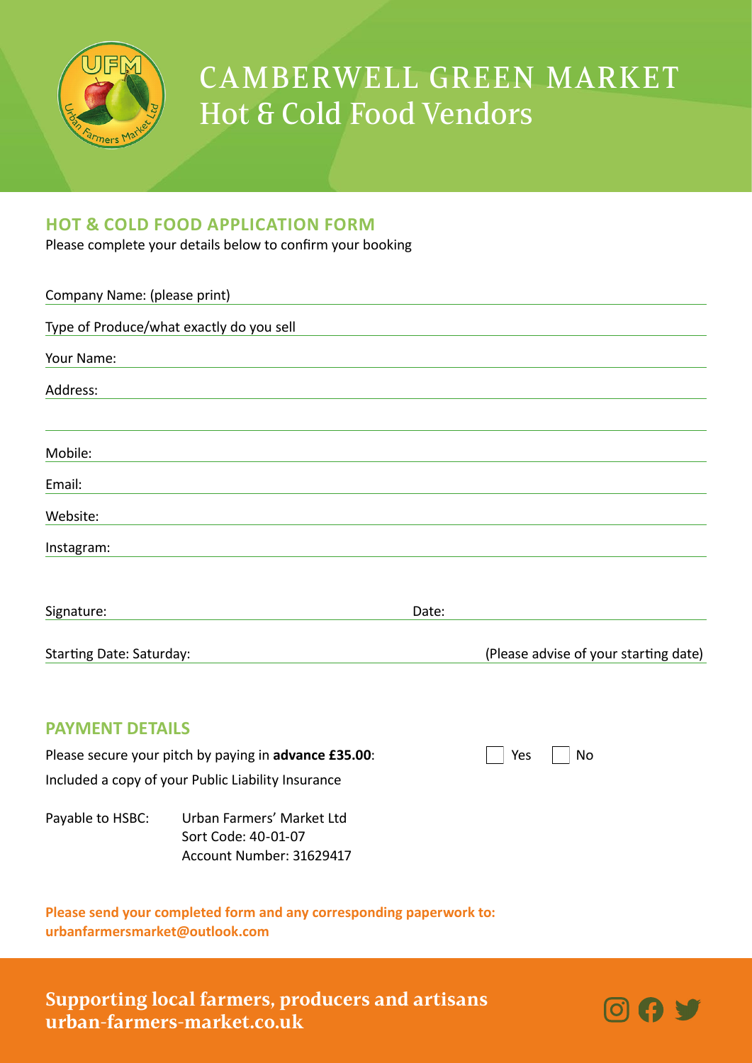# CAMBERWELL GREEN MARKET
# Hot & Cold Food Vendors

## HOT & COLD FOOD APPLICATION FORM

Please complete your details below to confirm your booking

Company Name: (please print)

Type of Produce/what exactly do you sell

Your Name:

Address:

Mobile:

Email:

Website:

Instagram:

Signature: Date:

Starting Date: Saturday: (Please advise of your starting date)

## PAYMENT DETAILS

Please secure your pitch by paying in **advance £35.00**: ☐ Yes ☐ No

Included a copy of your Public Liability Insurance

Payable to HSBC: Urban Farmers' Market Ltd
Sort Code: 40-01-07
Account Number: 31629417

**Please send your completed form and any corresponding paperwork to: urbanfarmersmarket@outlook.com**

**Supporting local farmers, producers and artisans**
**urban-farmers-market.co.uk**